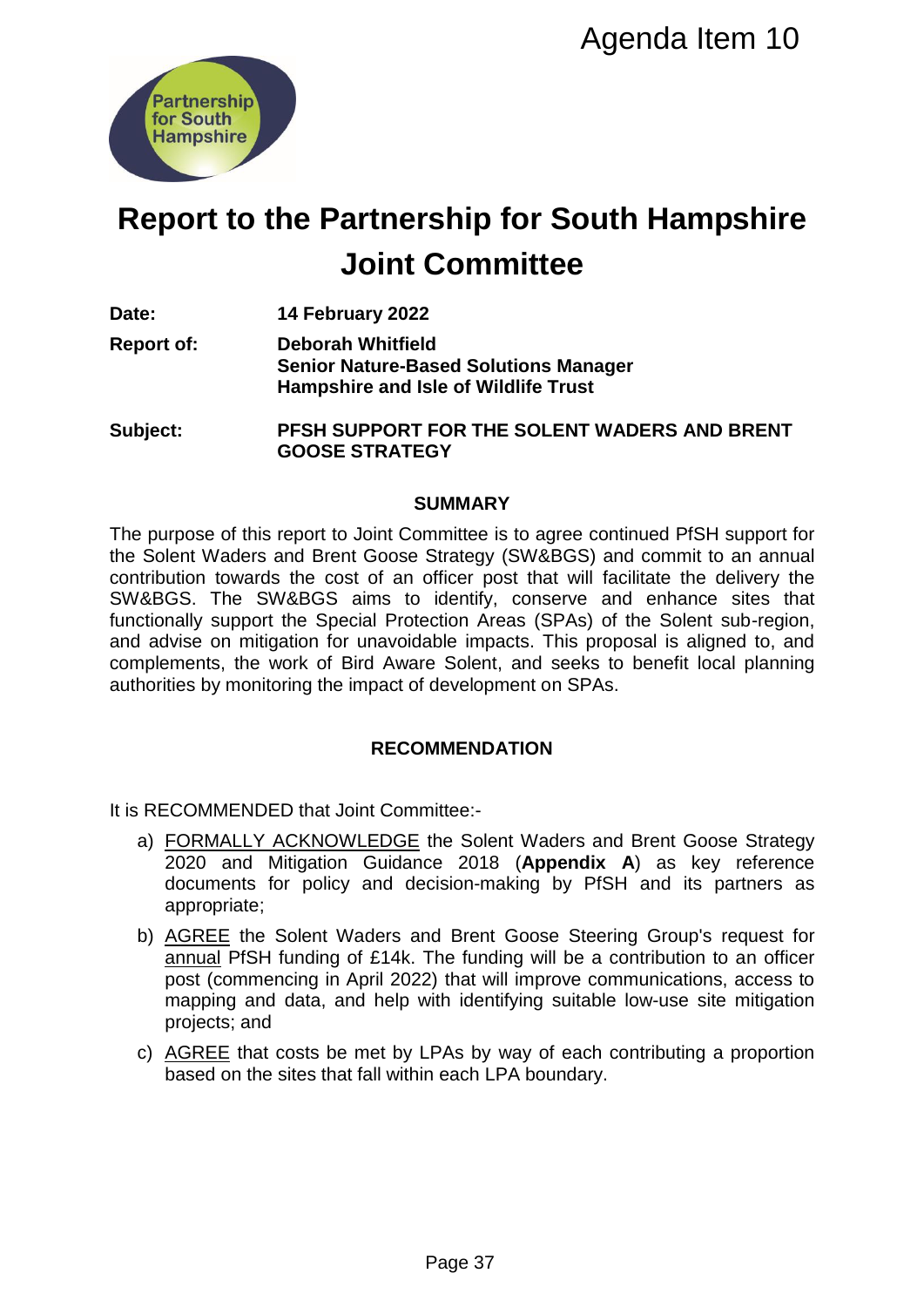Agenda Item 10

# Report to the Partnership for South Hampshire Joint Committee

**Date:** **14 February 2022**

**Report of:** **Deborah Whitfield**
**Senior Nature-Based Solutions Manager**
**Hampshire and Isle of Wildlife Trust**

**Subject:** **PFSH SUPPORT FOR THE SOLENT WADERS AND BRENT GOOSE STRATEGY**

## SUMMARY

The purpose of this report to Joint Committee is to agree continued PfSH support for the Solent Waders and Brent Goose Strategy (SW&BGS) and commit to an annual contribution towards the cost of an officer post that will facilitate the delivery the SW&BGS. The SW&BGS aims to identify, conserve and enhance sites that functionally support the Special Protection Areas (SPAs) of the Solent sub-region, and advise on mitigation for unavoidable impacts. This proposal is aligned to, and complements, the work of Bird Aware Solent, and seeks to benefit local planning authorities by monitoring the impact of development on SPAs.

## RECOMMENDATION

It is RECOMMENDED that Joint Committee:-

a) FORMALLY ACKNOWLEDGE the Solent Waders and Brent Goose Strategy 2020 and Mitigation Guidance 2018 (**Appendix A**) as key reference documents for policy and decision-making by PfSH and its partners as appropriate;

b) AGREE the Solent Waders and Brent Goose Steering Group's request for annual PfSH funding of £14k. The funding will be a contribution to an officer post (commencing in April 2022) that will improve communications, access to mapping and data, and help with identifying suitable low-use site mitigation projects; and

c) AGREE that costs be met by LPAs by way of each contributing a proportion based on the sites that fall within each LPA boundary.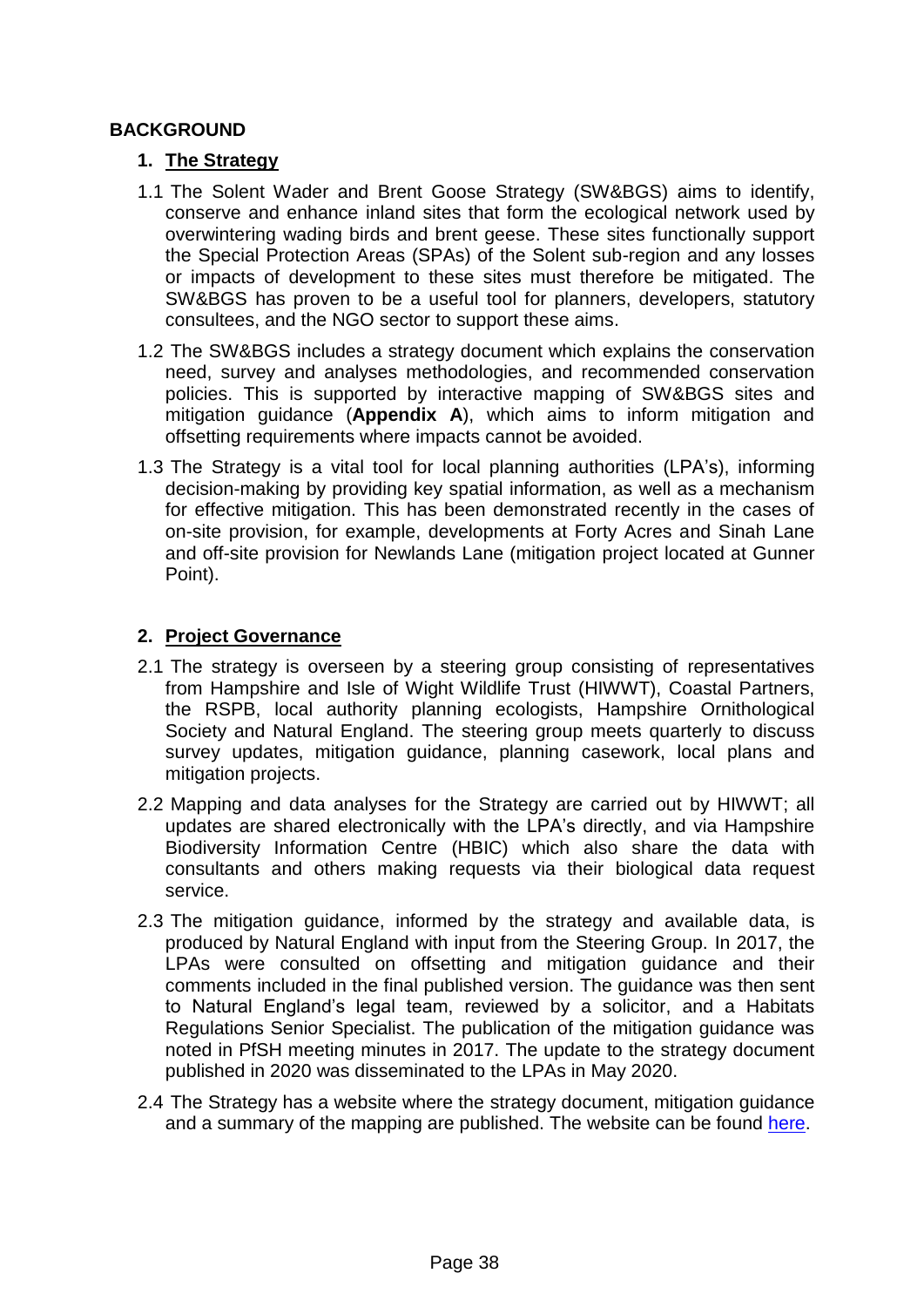## BACKGROUND

### 1. The Strategy

1.1 The Solent Wader and Brent Goose Strategy (SW&BGS) aims to identify, conserve and enhance inland sites that form the ecological network used by overwintering wading birds and brent geese. These sites functionally support the Special Protection Areas (SPAs) of the Solent sub-region and any losses or impacts of development to these sites must therefore be mitigated. The SW&BGS has proven to be a useful tool for planners, developers, statutory consultees, and the NGO sector to support these aims.

1.2 The SW&BGS includes a strategy document which explains the conservation need, survey and analyses methodologies, and recommended conservation policies. This is supported by interactive mapping of SW&BGS sites and mitigation guidance (**Appendix A**), which aims to inform mitigation and offsetting requirements where impacts cannot be avoided.

1.3 The Strategy is a vital tool for local planning authorities (LPA's), informing decision-making by providing key spatial information, as well as a mechanism for effective mitigation. This has been demonstrated recently in the cases of on-site provision, for example, developments at Forty Acres and Sinah Lane and off-site provision for Newlands Lane (mitigation project located at Gunner Point).

### 2. Project Governance

2.1 The strategy is overseen by a steering group consisting of representatives from Hampshire and Isle of Wight Wildlife Trust (HIWWT), Coastal Partners, the RSPB, local authority planning ecologists, Hampshire Ornithological Society and Natural England. The steering group meets quarterly to discuss survey updates, mitigation guidance, planning casework, local plans and mitigation projects.

2.2 Mapping and data analyses for the Strategy are carried out by HIWWT; all updates are shared electronically with the LPA's directly, and via Hampshire Biodiversity Information Centre (HBIC) which also share the data with consultants and others making requests via their biological data request service.

2.3 The mitigation guidance, informed by the strategy and available data, is produced by Natural England with input from the Steering Group. In 2017, the LPAs were consulted on offsetting and mitigation guidance and their comments included in the final published version. The guidance was then sent to Natural England's legal team, reviewed by a solicitor, and a Habitats Regulations Senior Specialist. The publication of the mitigation guidance was noted in PfSH meeting minutes in 2017. The update to the strategy document published in 2020 was disseminated to the LPAs in May 2020.

2.4 The Strategy has a website where the strategy document, mitigation guidance and a summary of the mapping are published. The website can be found here.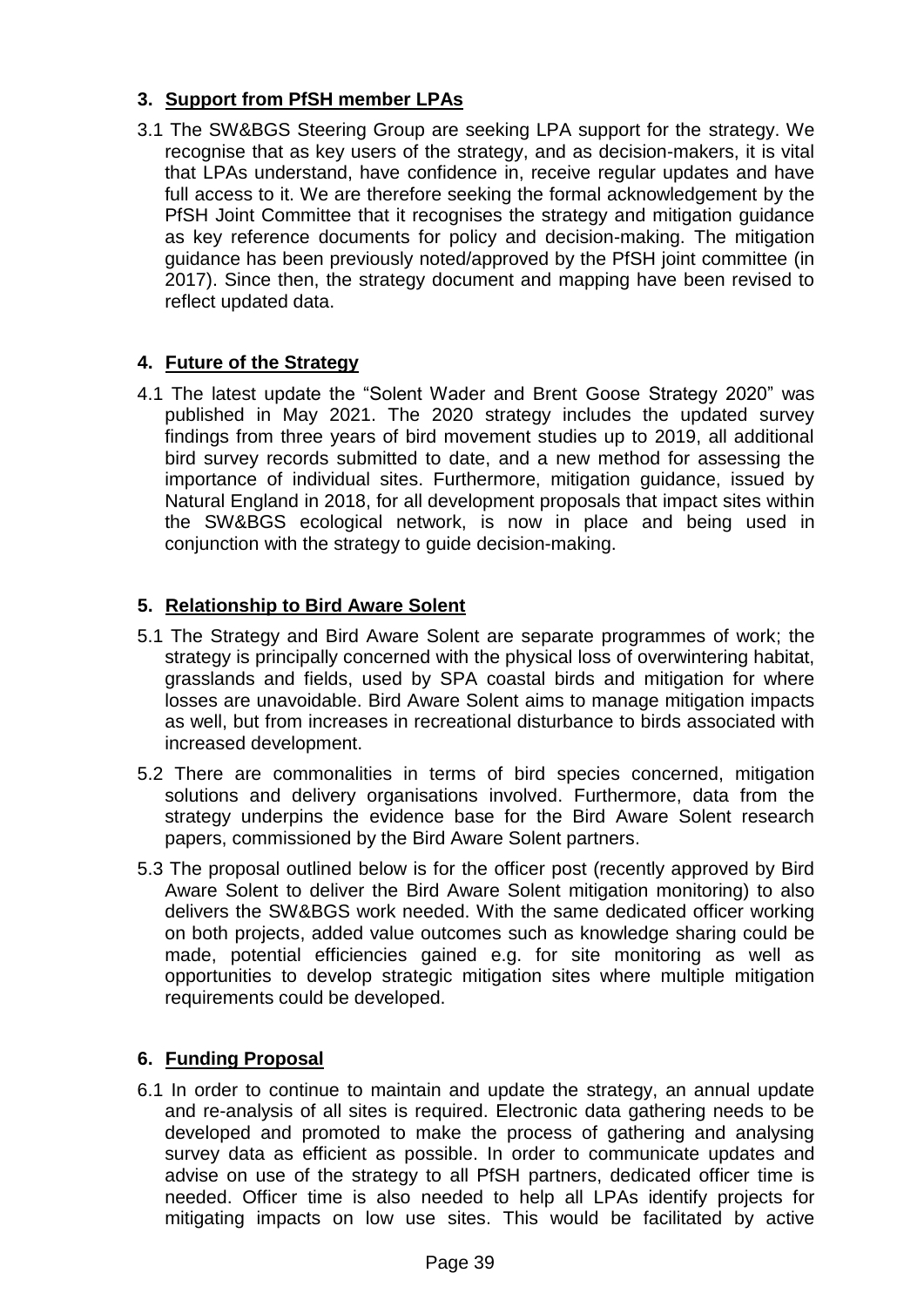## 3. Support from PfSH member LPAs

3.1 The SW&BGS Steering Group are seeking LPA support for the strategy. We recognise that as key users of the strategy, and as decision-makers, it is vital that LPAs understand, have confidence in, receive regular updates and have full access to it. We are therefore seeking the formal acknowledgement by the PfSH Joint Committee that it recognises the strategy and mitigation guidance as key reference documents for policy and decision-making. The mitigation guidance has been previously noted/approved by the PfSH joint committee (in 2017). Since then, the strategy document and mapping have been revised to reflect updated data.

## 4. Future of the Strategy

4.1 The latest update the "Solent Wader and Brent Goose Strategy 2020" was published in May 2021. The 2020 strategy includes the updated survey findings from three years of bird movement studies up to 2019, all additional bird survey records submitted to date, and a new method for assessing the importance of individual sites. Furthermore, mitigation guidance, issued by Natural England in 2018, for all development proposals that impact sites within the SW&BGS ecological network, is now in place and being used in conjunction with the strategy to guide decision-making.

## 5. Relationship to Bird Aware Solent

5.1 The Strategy and Bird Aware Solent are separate programmes of work; the strategy is principally concerned with the physical loss of overwintering habitat, grasslands and fields, used by SPA coastal birds and mitigation for where losses are unavoidable. Bird Aware Solent aims to manage mitigation impacts as well, but from increases in recreational disturbance to birds associated with increased development.

5.2 There are commonalities in terms of bird species concerned, mitigation solutions and delivery organisations involved. Furthermore, data from the strategy underpins the evidence base for the Bird Aware Solent research papers, commissioned by the Bird Aware Solent partners.

5.3 The proposal outlined below is for the officer post (recently approved by Bird Aware Solent to deliver the Bird Aware Solent mitigation monitoring) to also delivers the SW&BGS work needed. With the same dedicated officer working on both projects, added value outcomes such as knowledge sharing could be made, potential efficiencies gained e.g. for site monitoring as well as opportunities to develop strategic mitigation sites where multiple mitigation requirements could be developed.

## 6. Funding Proposal

6.1 In order to continue to maintain and update the strategy, an annual update and re-analysis of all sites is required. Electronic data gathering needs to be developed and promoted to make the process of gathering and analysing survey data as efficient as possible. In order to communicate updates and advise on use of the strategy to all PfSH partners, dedicated officer time is needed. Officer time is also needed to help all LPAs identify projects for mitigating impacts on low use sites. This would be facilitated by active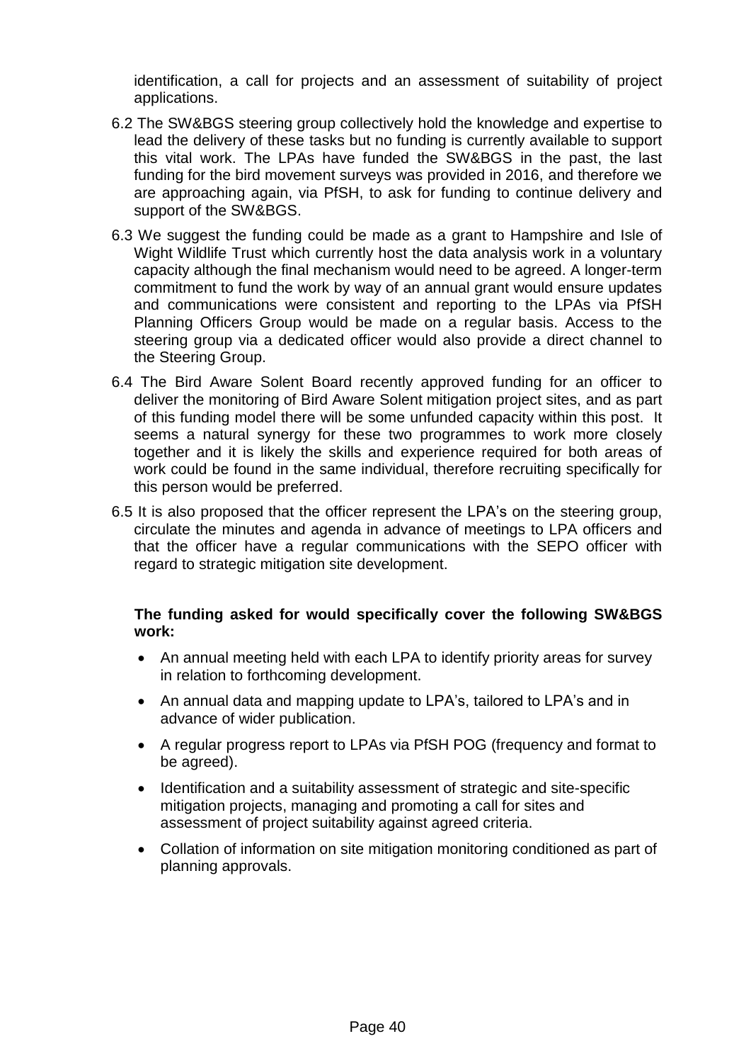identification, a call for projects and an assessment of suitability of project applications.

6.2 The SW&BGS steering group collectively hold the knowledge and expertise to lead the delivery of these tasks but no funding is currently available to support this vital work. The LPAs have funded the SW&BGS in the past, the last funding for the bird movement surveys was provided in 2016, and therefore we are approaching again, via PfSH, to ask for funding to continue delivery and support of the SW&BGS.

6.3 We suggest the funding could be made as a grant to Hampshire and Isle of Wight Wildlife Trust which currently host the data analysis work in a voluntary capacity although the final mechanism would need to be agreed. A longer-term commitment to fund the work by way of an annual grant would ensure updates and communications were consistent and reporting to the LPAs via PfSH Planning Officers Group would be made on a regular basis. Access to the steering group via a dedicated officer would also provide a direct channel to the Steering Group.

6.4 The Bird Aware Solent Board recently approved funding for an officer to deliver the monitoring of Bird Aware Solent mitigation project sites, and as part of this funding model there will be some unfunded capacity within this post. It seems a natural synergy for these two programmes to work more closely together and it is likely the skills and experience required for both areas of work could be found in the same individual, therefore recruiting specifically for this person would be preferred.

6.5 It is also proposed that the officer represent the LPA's on the steering group, circulate the minutes and agenda in advance of meetings to LPA officers and that the officer have a regular communications with the SEPO officer with regard to strategic mitigation site development.

**The funding asked for would specifically cover the following SW&BGS work:**

- An annual meeting held with each LPA to identify priority areas for survey in relation to forthcoming development.
- An annual data and mapping update to LPA's, tailored to LPA's and in advance of wider publication.
- A regular progress report to LPAs via PfSH POG (frequency and format to be agreed).
- Identification and a suitability assessment of strategic and site-specific mitigation projects, managing and promoting a call for sites and assessment of project suitability against agreed criteria.
- Collation of information on site mitigation monitoring conditioned as part of planning approvals.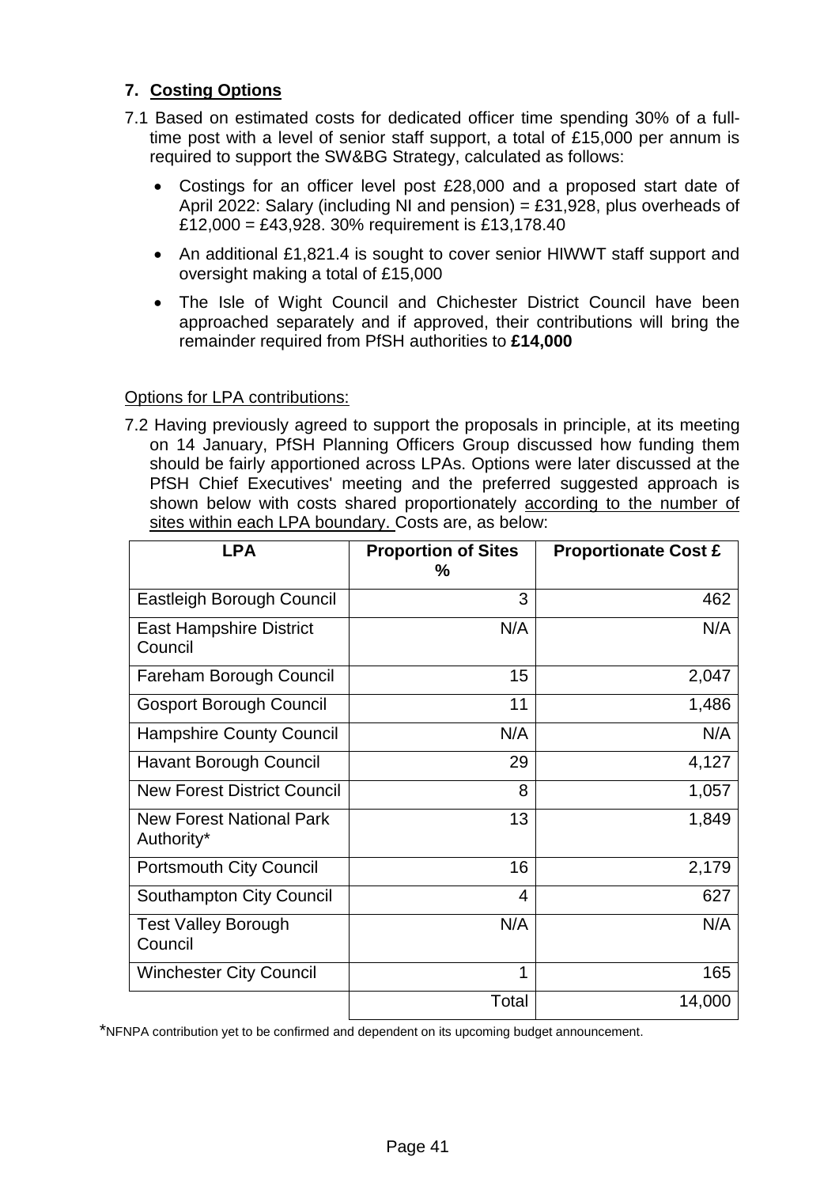## 7. Costing Options

7.1 Based on estimated costs for dedicated officer time spending 30% of a full-time post with a level of senior staff support, a total of £15,000 per annum is required to support the SW&BG Strategy, calculated as follows:

- Costings for an officer level post £28,000 and a proposed start date of April 2022: Salary (including NI and pension) = £31,928, plus overheads of £12,000 = £43,928. 30% requirement is £13,178.40
- An additional £1,821.4 is sought to cover senior HIWWT staff support and oversight making a total of £15,000
- The Isle of Wight Council and Chichester District Council have been approached separately and if approved, their contributions will bring the remainder required from PfSH authorities to **£14,000**

Options for LPA contributions:

7.2 Having previously agreed to support the proposals in principle, at its meeting on 14 January, PfSH Planning Officers Group discussed how funding them should be fairly apportioned across LPAs. Options were later discussed at the PfSH Chief Executives' meeting and the preferred suggested approach is shown below with costs shared proportionately according to the number of sites within each LPA boundary. Costs are, as below:

| LPA | Proportion of Sites % | Proportionate Cost £ |
|---|---|---|
| Eastleigh Borough Council | 3 | 462 |
| East Hampshire District Council | N/A | N/A |
| Fareham Borough Council | 15 | 2,047 |
| Gosport Borough Council | 11 | 1,486 |
| Hampshire County Council | N/A | N/A |
| Havant Borough Council | 29 | 4,127 |
| New Forest District Council | 8 | 1,057 |
| New Forest National Park Authority* | 13 | 1,849 |
| Portsmouth City Council | 16 | 2,179 |
| Southampton City Council | 4 | 627 |
| Test Valley Borough Council | N/A | N/A |
| Winchester City Council | 1 | 165 |
| | Total | 14,000 |

*NFNPA contribution yet to be confirmed and dependent on its upcoming budget announcement.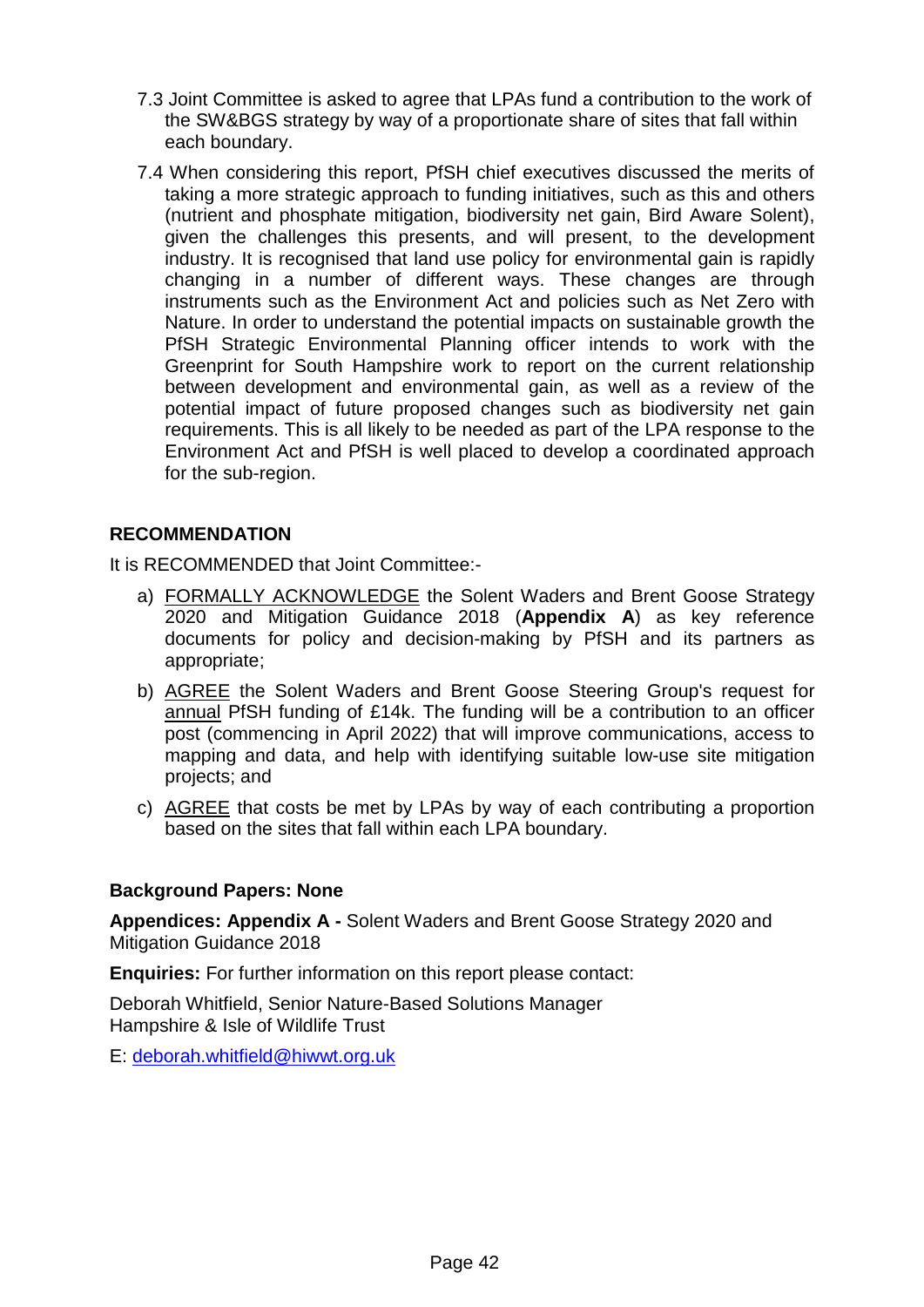7.3 Joint Committee is asked to agree that LPAs fund a contribution to the work of the SW&BGS strategy by way of a proportionate share of sites that fall within each boundary.

7.4 When considering this report, PfSH chief executives discussed the merits of taking a more strategic approach to funding initiatives, such as this and others (nutrient and phosphate mitigation, biodiversity net gain, Bird Aware Solent), given the challenges this presents, and will present, to the development industry. It is recognised that land use policy for environmental gain is rapidly changing in a number of different ways. These changes are through instruments such as the Environment Act and policies such as Net Zero with Nature. In order to understand the potential impacts on sustainable growth the PfSH Strategic Environmental Planning officer intends to work with the Greenprint for South Hampshire work to report on the current relationship between development and environmental gain, as well as a review of the potential impact of future proposed changes such as biodiversity net gain requirements. This is all likely to be needed as part of the LPA response to the Environment Act and PfSH is well placed to develop a coordinated approach for the sub-region.

**RECOMMENDATION**

It is RECOMMENDED that Joint Committee:-

a) FORMALLY ACKNOWLEDGE the Solent Waders and Brent Goose Strategy 2020 and Mitigation Guidance 2018 (**Appendix A**) as key reference documents for policy and decision-making by PfSH and its partners as appropriate;

b) AGREE the Solent Waders and Brent Goose Steering Group's request for annual PfSH funding of £14k. The funding will be a contribution to an officer post (commencing in April 2022) that will improve communications, access to mapping and data, and help with identifying suitable low-use site mitigation projects; and

c) AGREE that costs be met by LPAs by way of each contributing a proportion based on the sites that fall within each LPA boundary.

**Background Papers: None**

**Appendices: Appendix A -** Solent Waders and Brent Goose Strategy 2020 and Mitigation Guidance 2018

**Enquiries:** For further information on this report please contact:

Deborah Whitfield, Senior Nature-Based Solutions Manager
Hampshire & Isle of Wildlife Trust

E: deborah.whitfield@hiwwt.org.uk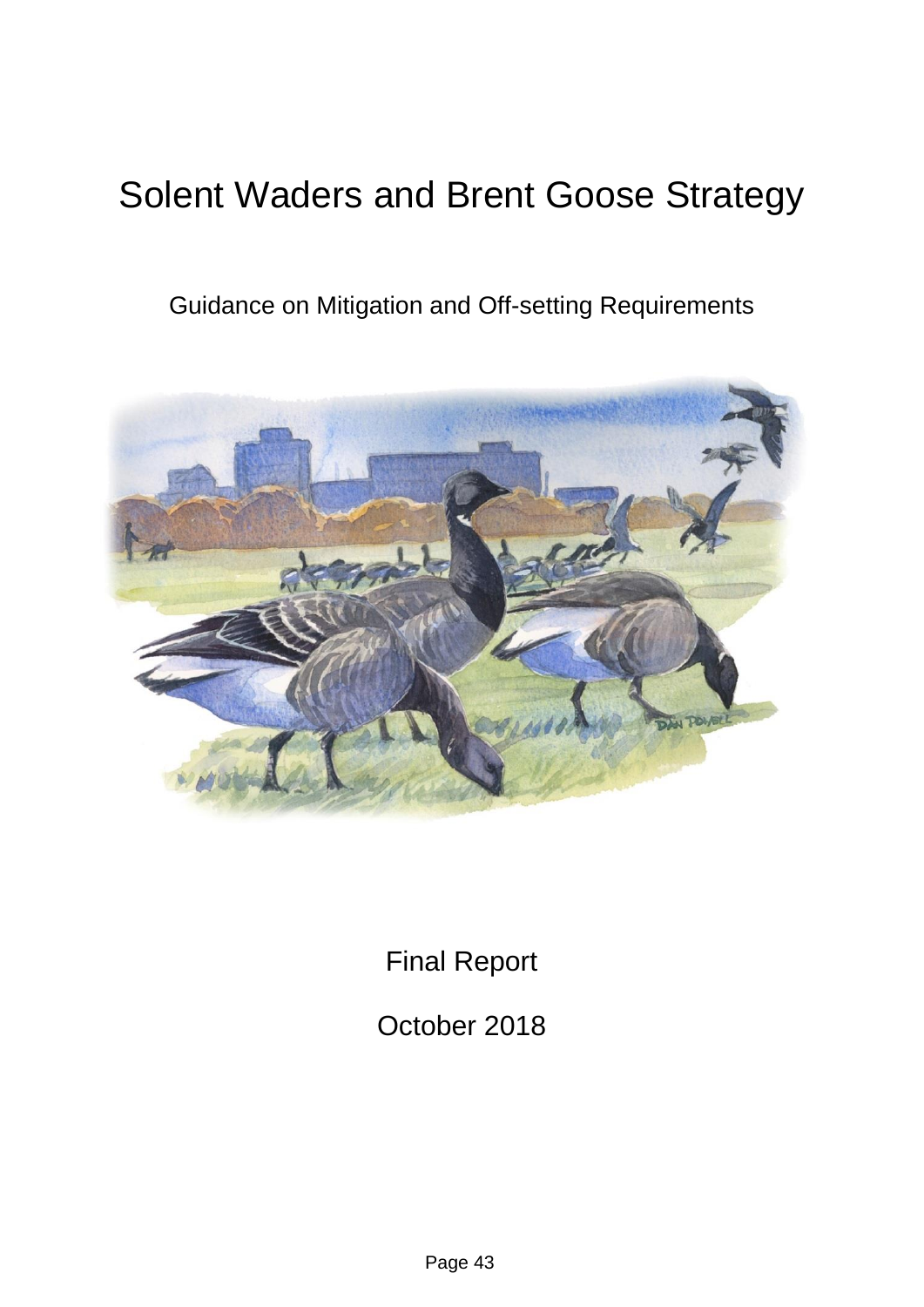# Solent Waders and Brent Goose Strategy

Guidance on Mitigation and Off-setting Requirements

Final Report

October 2018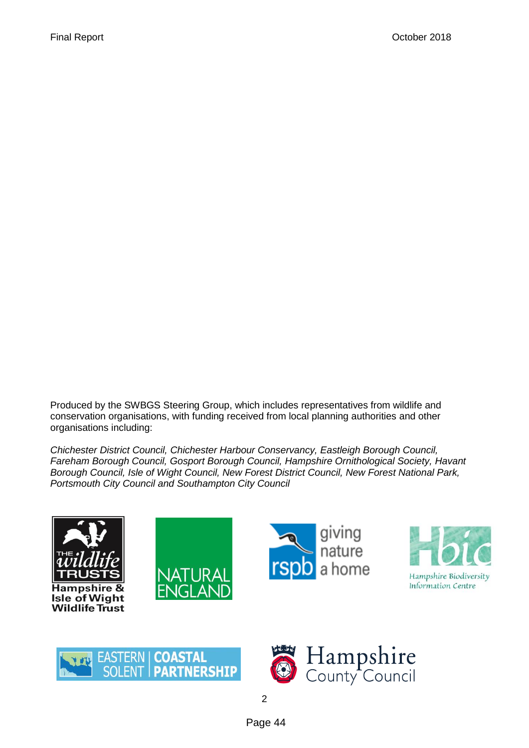Produced by the SWBGS Steering Group, which includes representatives from wildlife and conservation organisations, with funding received from local planning authorities and other organisations including:

*Chichester District Council, Chichester Harbour Conservancy, Eastleigh Borough Council, Fareham Borough Council, Gosport Borough Council, Hampshire Ornithological Society, Havant Borough Council, Isle of Wight Council, New Forest District Council, New Forest National Park, Portsmouth City Council and Southampton City Council*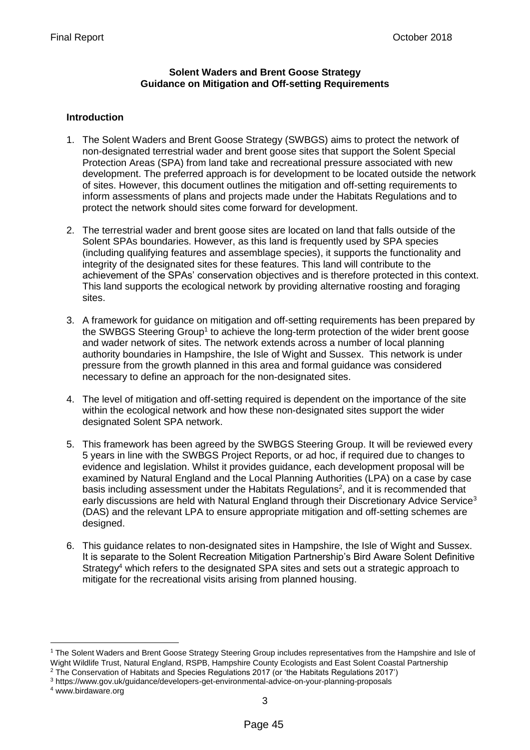**Solent Waders and Brent Goose Strategy**
**Guidance on Mitigation and Off-setting Requirements**

**Introduction**

1. The Solent Waders and Brent Goose Strategy (SWBGS) aims to protect the network of non-designated terrestrial wader and brent goose sites that support the Solent Special Protection Areas (SPA) from land take and recreational pressure associated with new development. The preferred approach is for development to be located outside the network of sites. However, this document outlines the mitigation and off-setting requirements to inform assessments of plans and projects made under the Habitats Regulations and to protect the network should sites come forward for development.

2. The terrestrial wader and brent goose sites are located on land that falls outside of the Solent SPAs boundaries. However, as this land is frequently used by SPA species (including qualifying features and assemblage species), it supports the functionality and integrity of the designated sites for these features. This land will contribute to the achievement of the SPAs' conservation objectives and is therefore protected in this context. This land supports the ecological network by providing alternative roosting and foraging sites.

3. A framework for guidance on mitigation and off-setting requirements has been prepared by the SWBGS Steering Group[1] to achieve the long-term protection of the wider brent goose and wader network of sites. The network extends across a number of local planning authority boundaries in Hampshire, the Isle of Wight and Sussex. This network is under pressure from the growth planned in this area and formal guidance was considered necessary to define an approach for the non-designated sites.

4. The level of mitigation and off-setting required is dependent on the importance of the site within the ecological network and how these non-designated sites support the wider designated Solent SPA network.

5. This framework has been agreed by the SWBGS Steering Group. It will be reviewed every 5 years in line with the SWBGS Project Reports, or ad hoc, if required due to changes to evidence and legislation. Whilst it provides guidance, each development proposal will be examined by Natural England and the Local Planning Authorities (LPA) on a case by case basis including assessment under the Habitats Regulations[2], and it is recommended that early discussions are held with Natural England through their Discretionary Advice Service[3] (DAS) and the relevant LPA to ensure appropriate mitigation and off-setting schemes are designed.

6. This guidance relates to non-designated sites in Hampshire, the Isle of Wight and Sussex. It is separate to the Solent Recreation Mitigation Partnership's Bird Aware Solent Definitive Strategy[4] which refers to the designated SPA sites and sets out a strategic approach to mitigate for the recreational visits arising from planned housing.

---

[1] The Solent Waders and Brent Goose Strategy Steering Group includes representatives from the Hampshire and Isle of Wight Wildlife Trust, Natural England, RSPB, Hampshire County Ecologists and East Solent Coastal Partnership

[2] The Conservation of Habitats and Species Regulations 2017 (or 'the Habitats Regulations 2017')

[3] https://www.gov.uk/guidance/developers-get-environmental-advice-on-your-planning-proposals

[4] www.birdaware.org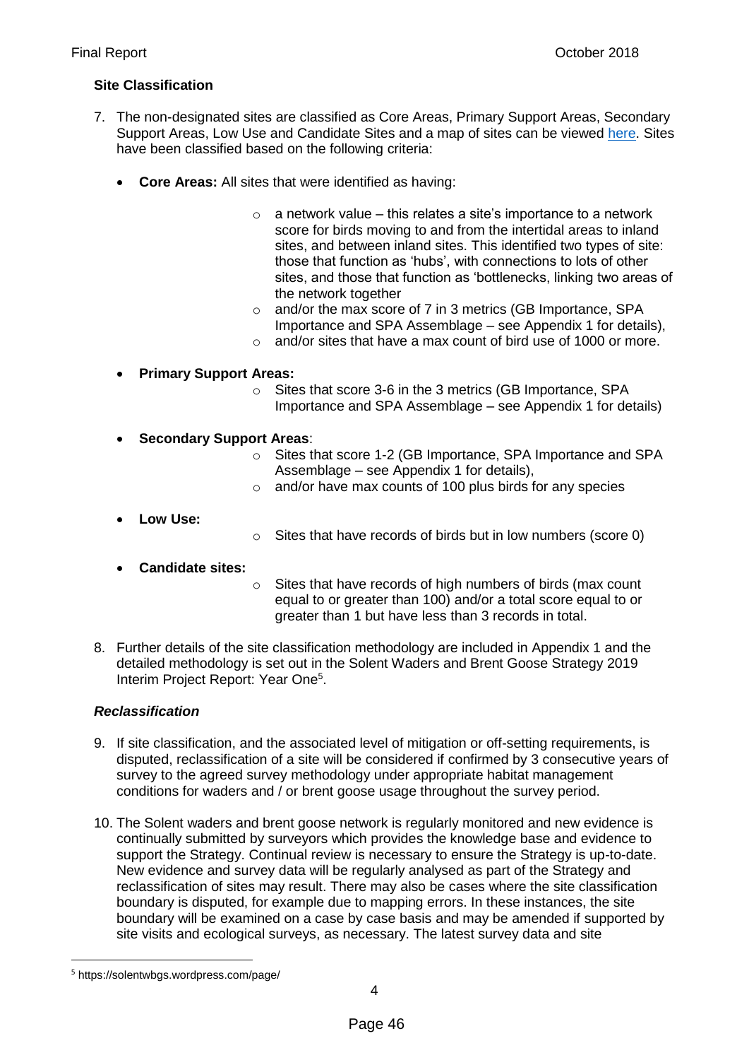### Site Classification

7. The non-designated sites are classified as Core Areas, Primary Support Areas, Secondary Support Areas, Low Use and Candidate Sites and a map of sites can be viewed here. Sites have been classified based on the following criteria:

   - **Core Areas:** All sites that were identified as having:
     - a network value – this relates a site's importance to a network score for birds moving to and from the intertidal areas to inland sites, and between inland sites. This identified two types of site: those that function as 'hubs', with connections to lots of other sites, and those that function as 'bottlenecks, linking two areas of the network together
     - and/or the max score of 7 in 3 metrics (GB Importance, SPA Importance and SPA Assemblage – see Appendix 1 for details),
     - and/or sites that have a max count of bird use of 1000 or more.
   - **Primary Support Areas:**
     - Sites that score 3-6 in the 3 metrics (GB Importance, SPA Importance and SPA Assemblage – see Appendix 1 for details)
   - **Secondary Support Areas**:
     - Sites that score 1-2 (GB Importance, SPA Importance and SPA Assemblage – see Appendix 1 for details),
     - and/or have max counts of 100 plus birds for any species
   - **Low Use:**
     - Sites that have records of birds but in low numbers (score 0)
   - **Candidate sites:**
     - Sites that have records of high numbers of birds (max count equal to or greater than 100) and/or a total score equal to or greater than 1 but have less than 3 records in total.

8. Further details of the site classification methodology are included in Appendix 1 and the detailed methodology is set out in the Solent Waders and Brent Goose Strategy 2019 Interim Project Report: Year One[5].

### *Reclassification*

9. If site classification, and the associated level of mitigation or off-setting requirements, is disputed, reclassification of a site will be considered if confirmed by 3 consecutive years of survey to the agreed survey methodology under appropriate habitat management conditions for waders and / or brent goose usage throughout the survey period.

10. The Solent waders and brent goose network is regularly monitored and new evidence is continually submitted by surveyors which provides the knowledge base and evidence to support the Strategy. Continual review is necessary to ensure the Strategy is up-to-date. New evidence and survey data will be regularly analysed as part of the Strategy and reclassification of sites may result. There may also be cases where the site classification boundary is disputed, for example due to mapping errors. In these instances, the site boundary will be examined on a case by case basis and may be amended if supported by site visits and ecological surveys, as necessary. The latest survey data and site

[5] https://solentwbgs.wordpress.com/page/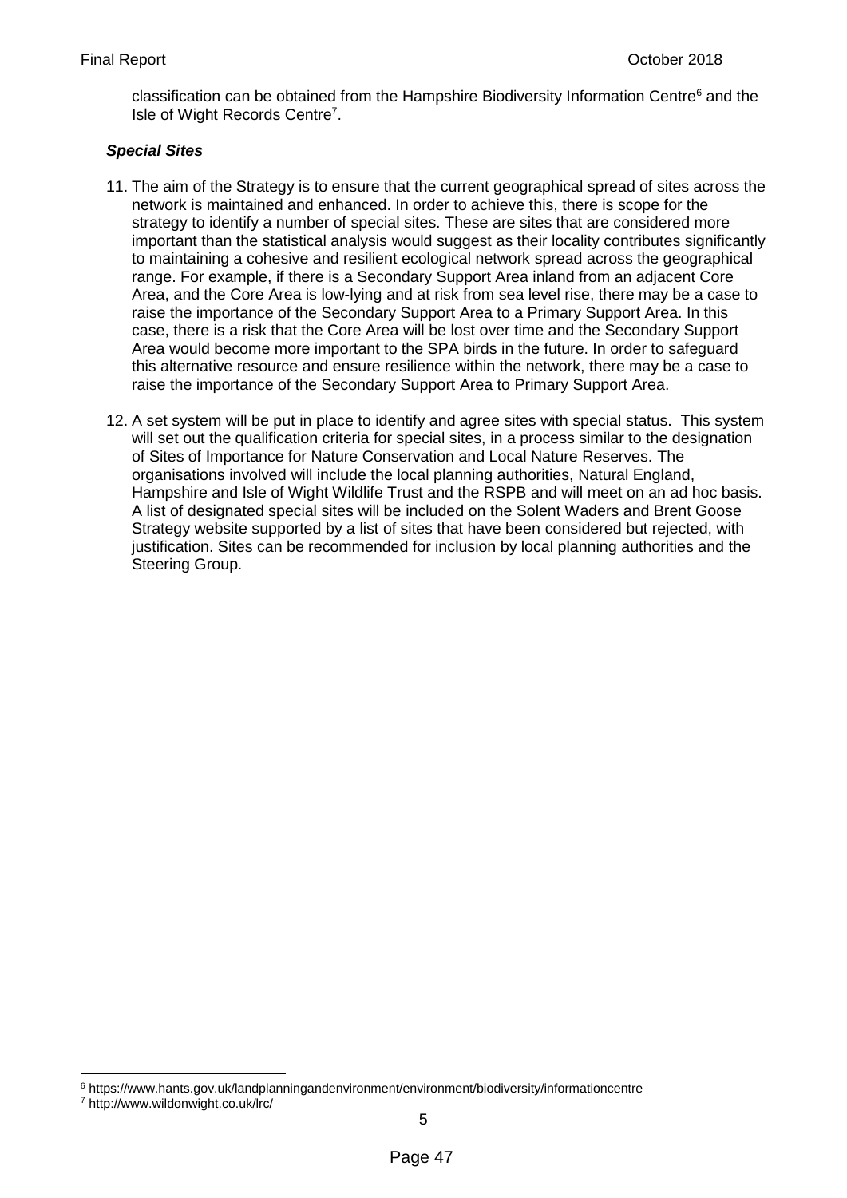classification can be obtained from the Hampshire Biodiversity Information Centre[6] and the Isle of Wight Records Centre[7].

***Special Sites***

11. The aim of the Strategy is to ensure that the current geographical spread of sites across the network is maintained and enhanced. In order to achieve this, there is scope for the strategy to identify a number of special sites. These are sites that are considered more important than the statistical analysis would suggest as their locality contributes significantly to maintaining a cohesive and resilient ecological network spread across the geographical range. For example, if there is a Secondary Support Area inland from an adjacent Core Area, and the Core Area is low-lying and at risk from sea level rise, there may be a case to raise the importance of the Secondary Support Area to a Primary Support Area. In this case, there is a risk that the Core Area will be lost over time and the Secondary Support Area would become more important to the SPA birds in the future. In order to safeguard this alternative resource and ensure resilience within the network, there may be a case to raise the importance of the Secondary Support Area to Primary Support Area.

12. A set system will be put in place to identify and agree sites with special status. This system will set out the qualification criteria for special sites, in a process similar to the designation of Sites of Importance for Nature Conservation and Local Nature Reserves. The organisations involved will include the local planning authorities, Natural England, Hampshire and Isle of Wight Wildlife Trust and the RSPB and will meet on an ad hoc basis. A list of designated special sites will be included on the Solent Waders and Brent Goose Strategy website supported by a list of sites that have been considered but rejected, with justification. Sites can be recommended for inclusion by local planning authorities and the Steering Group.

---

[6] https://www.hants.gov.uk/landplanningandenvironment/environment/biodiversity/informationcentre

[7] http://www.wildonwight.co.uk/lrc/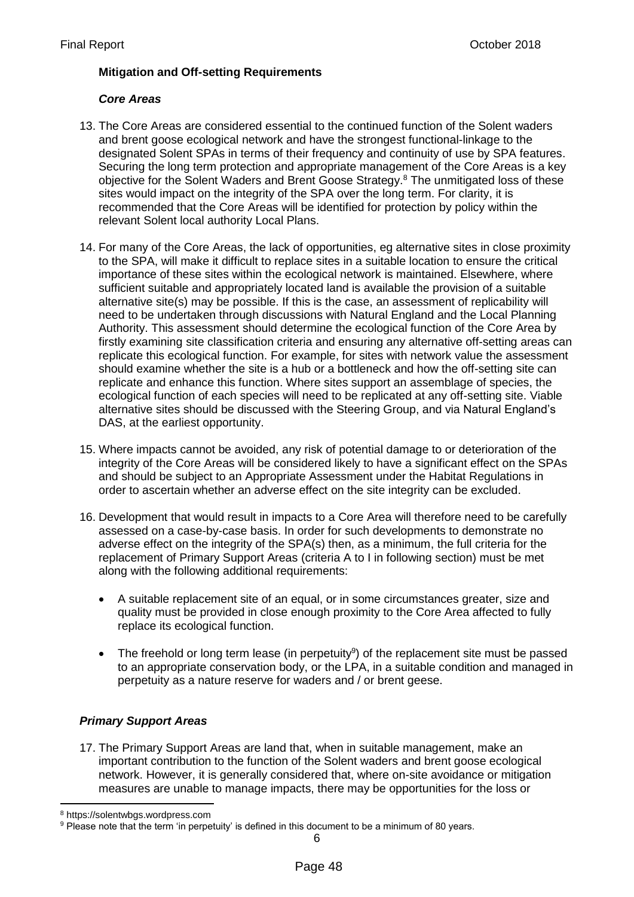## Mitigation and Off-setting Requirements

### *Core Areas*

13. The Core Areas are considered essential to the continued function of the Solent waders and brent goose ecological network and have the strongest functional-linkage to the designated Solent SPAs in terms of their frequency and continuity of use by SPA features. Securing the long term protection and appropriate management of the Core Areas is a key objective for the Solent Waders and Brent Goose Strategy.[8] The unmitigated loss of these sites would impact on the integrity of the SPA over the long term. For clarity, it is recommended that the Core Areas will be identified for protection by policy within the relevant Solent local authority Local Plans.

14. For many of the Core Areas, the lack of opportunities, eg alternative sites in close proximity to the SPA, will make it difficult to replace sites in a suitable location to ensure the critical importance of these sites within the ecological network is maintained. Elsewhere, where sufficient suitable and appropriately located land is available the provision of a suitable alternative site(s) may be possible. If this is the case, an assessment of replicability will need to be undertaken through discussions with Natural England and the Local Planning Authority. This assessment should determine the ecological function of the Core Area by firstly examining site classification criteria and ensuring any alternative off-setting areas can replicate this ecological function. For example, for sites with network value the assessment should examine whether the site is a hub or a bottleneck and how the off-setting site can replicate and enhance this function. Where sites support an assemblage of species, the ecological function of each species will need to be replicated at any off-setting site. Viable alternative sites should be discussed with the Steering Group, and via Natural England's DAS, at the earliest opportunity.

15. Where impacts cannot be avoided, any risk of potential damage to or deterioration of the integrity of the Core Areas will be considered likely to have a significant effect on the SPAs and should be subject to an Appropriate Assessment under the Habitat Regulations in order to ascertain whether an adverse effect on the site integrity can be excluded.

16. Development that would result in impacts to a Core Area will therefore need to be carefully assessed on a case-by-case basis. In order for such developments to demonstrate no adverse effect on the integrity of the SPA(s) then, as a minimum, the full criteria for the replacement of Primary Support Areas (criteria A to I in following section) must be met along with the following additional requirements:

    - A suitable replacement site of an equal, or in some circumstances greater, size and quality must be provided in close enough proximity to the Core Area affected to fully replace its ecological function.

    - The freehold or long term lease (in perpetuity[9]) of the replacement site must be passed to an appropriate conservation body, or the LPA, in a suitable condition and managed in perpetuity as a nature reserve for waders and / or brent geese.

### *Primary Support Areas*

17. The Primary Support Areas are land that, when in suitable management, make an important contribution to the function of the Solent waders and brent goose ecological network. However, it is generally considered that, where on-site avoidance or mitigation measures are unable to manage impacts, there may be opportunities for the loss or

---

[8] https://solentwbgs.wordpress.com

[9] Please note that the term 'in perpetuity' is defined in this document to be a minimum of 80 years.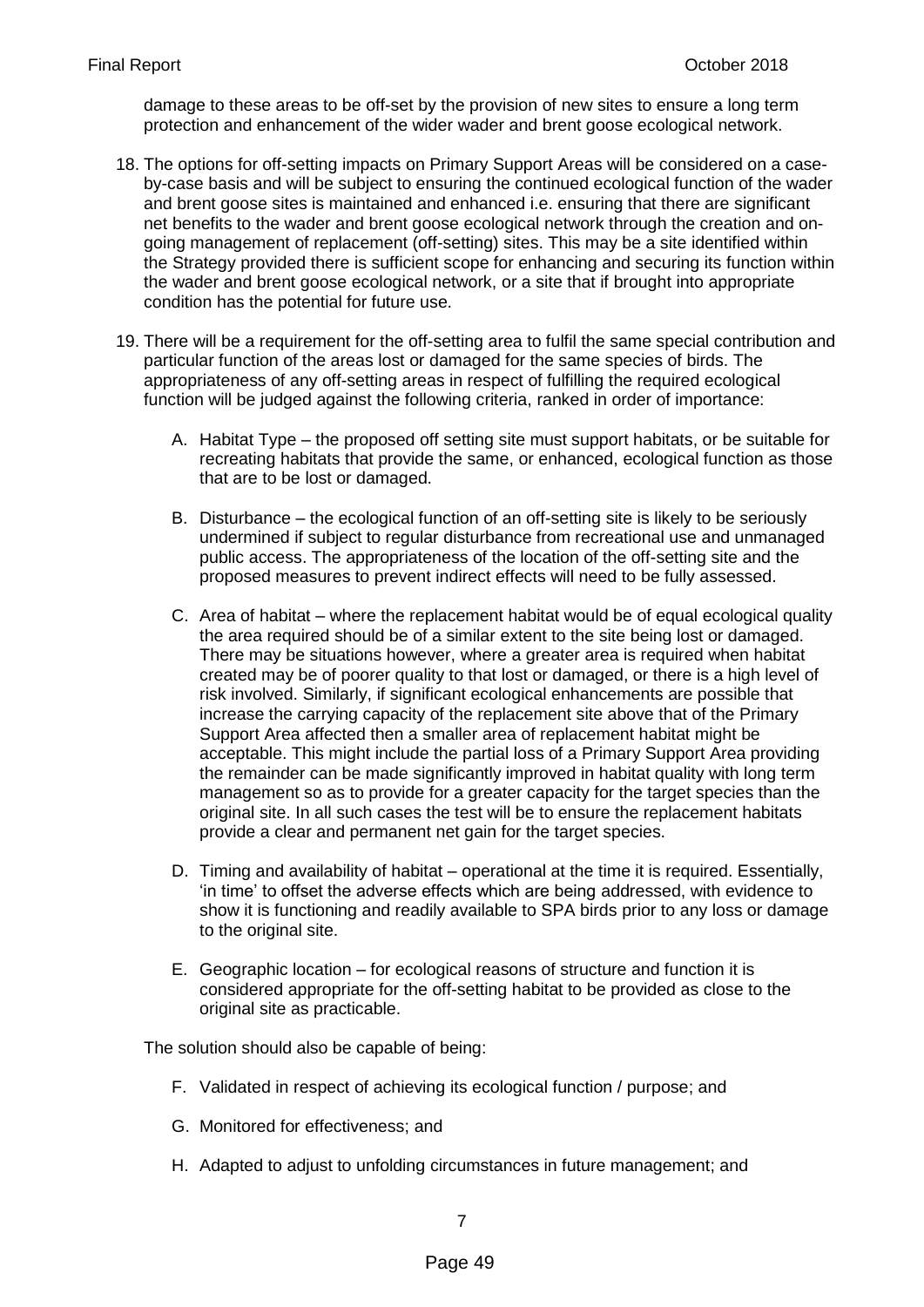damage to these areas to be off-set by the provision of new sites to ensure a long term protection and enhancement of the wider wader and brent goose ecological network.

18. The options for off-setting impacts on Primary Support Areas will be considered on a case-by-case basis and will be subject to ensuring the continued ecological function of the wader and brent goose sites is maintained and enhanced i.e. ensuring that there are significant net benefits to the wader and brent goose ecological network through the creation and on-going management of replacement (off-setting) sites. This may be a site identified within the Strategy provided there is sufficient scope for enhancing and securing its function within the wader and brent goose ecological network, or a site that if brought into appropriate condition has the potential for future use.

19. There will be a requirement for the off-setting area to fulfil the same special contribution and particular function of the areas lost or damaged for the same species of birds. The appropriateness of any off-setting areas in respect of fulfilling the required ecological function will be judged against the following criteria, ranked in order of importance:

    A. Habitat Type – the proposed off setting site must support habitats, or be suitable for recreating habitats that provide the same, or enhanced, ecological function as those that are to be lost or damaged.

    B. Disturbance – the ecological function of an off-setting site is likely to be seriously undermined if subject to regular disturbance from recreational use and unmanaged public access. The appropriateness of the location of the off-setting site and the proposed measures to prevent indirect effects will need to be fully assessed.

    C. Area of habitat – where the replacement habitat would be of equal ecological quality the area required should be of a similar extent to the site being lost or damaged. There may be situations however, where a greater area is required when habitat created may be of poorer quality to that lost or damaged, or there is a high level of risk involved. Similarly, if significant ecological enhancements are possible that increase the carrying capacity of the replacement site above that of the Primary Support Area affected then a smaller area of replacement habitat might be acceptable. This might include the partial loss of a Primary Support Area providing the remainder can be made significantly improved in habitat quality with long term management so as to provide for a greater capacity for the target species than the original site. In all such cases the test will be to ensure the replacement habitats provide a clear and permanent net gain for the target species.

    D. Timing and availability of habitat – operational at the time it is required. Essentially, 'in time' to offset the adverse effects which are being addressed, with evidence to show it is functioning and readily available to SPA birds prior to any loss or damage to the original site.

    E. Geographic location – for ecological reasons of structure and function it is considered appropriate for the off-setting habitat to be provided as close to the original site as practicable.

    The solution should also be capable of being:

    F. Validated in respect of achieving its ecological function / purpose; and

    G. Monitored for effectiveness; and

    H. Adapted to adjust to unfolding circumstances in future management; and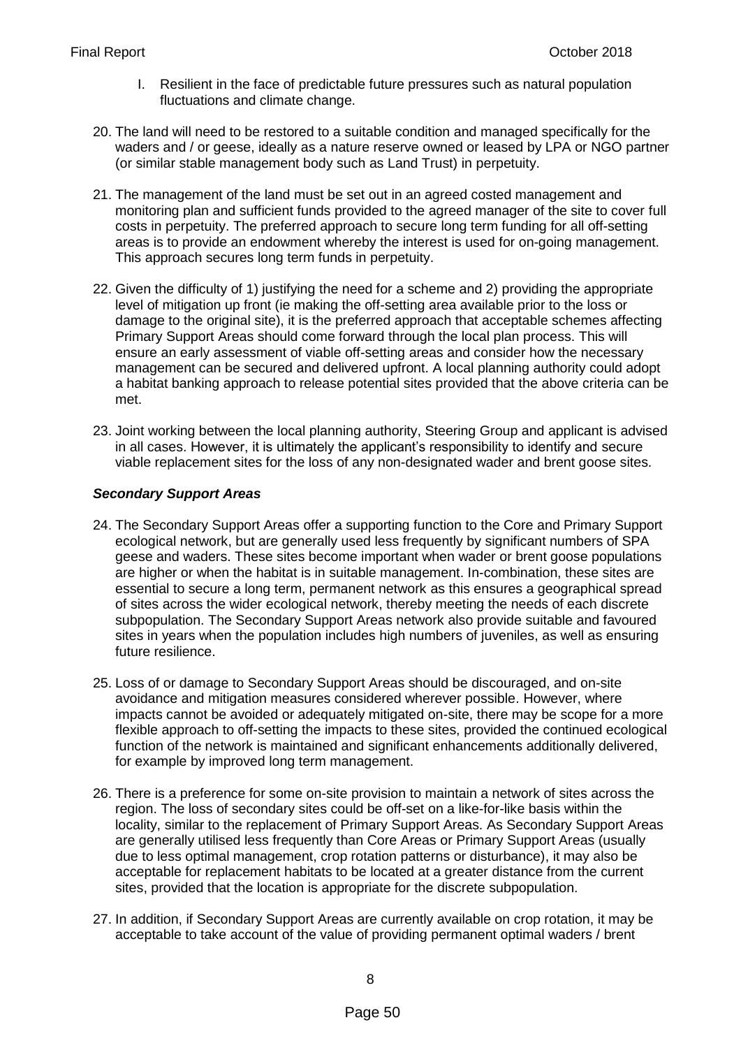I. Resilient in the face of predictable future pressures such as natural population fluctuations and climate change.

20. The land will need to be restored to a suitable condition and managed specifically for the waders and / or geese, ideally as a nature reserve owned or leased by LPA or NGO partner (or similar stable management body such as Land Trust) in perpetuity.

21. The management of the land must be set out in an agreed costed management and monitoring plan and sufficient funds provided to the agreed manager of the site to cover full costs in perpetuity. The preferred approach to secure long term funding for all off-setting areas is to provide an endowment whereby the interest is used for on-going management. This approach secures long term funds in perpetuity.

22. Given the difficulty of 1) justifying the need for a scheme and 2) providing the appropriate level of mitigation up front (ie making the off-setting area available prior to the loss or damage to the original site), it is the preferred approach that acceptable schemes affecting Primary Support Areas should come forward through the local plan process. This will ensure an early assessment of viable off-setting areas and consider how the necessary management can be secured and delivered upfront. A local planning authority could adopt a habitat banking approach to release potential sites provided that the above criteria can be met.

23. Joint working between the local planning authority, Steering Group and applicant is advised in all cases. However, it is ultimately the applicant's responsibility to identify and secure viable replacement sites for the loss of any non-designated wader and brent goose sites.

### *Secondary Support Areas*

24. The Secondary Support Areas offer a supporting function to the Core and Primary Support ecological network, but are generally used less frequently by significant numbers of SPA geese and waders. These sites become important when wader or brent goose populations are higher or when the habitat is in suitable management. In-combination, these sites are essential to secure a long term, permanent network as this ensures a geographical spread of sites across the wider ecological network, thereby meeting the needs of each discrete subpopulation. The Secondary Support Areas network also provide suitable and favoured sites in years when the population includes high numbers of juveniles, as well as ensuring future resilience.

25. Loss of or damage to Secondary Support Areas should be discouraged, and on-site avoidance and mitigation measures considered wherever possible. However, where impacts cannot be avoided or adequately mitigated on-site, there may be scope for a more flexible approach to off-setting the impacts to these sites, provided the continued ecological function of the network is maintained and significant enhancements additionally delivered, for example by improved long term management.

26. There is a preference for some on-site provision to maintain a network of sites across the region. The loss of secondary sites could be off-set on a like-for-like basis within the locality, similar to the replacement of Primary Support Areas. As Secondary Support Areas are generally utilised less frequently than Core Areas or Primary Support Areas (usually due to less optimal management, crop rotation patterns or disturbance), it may also be acceptable for replacement habitats to be located at a greater distance from the current sites, provided that the location is appropriate for the discrete subpopulation.

27. In addition, if Secondary Support Areas are currently available on crop rotation, it may be acceptable to take account of the value of providing permanent optimal waders / brent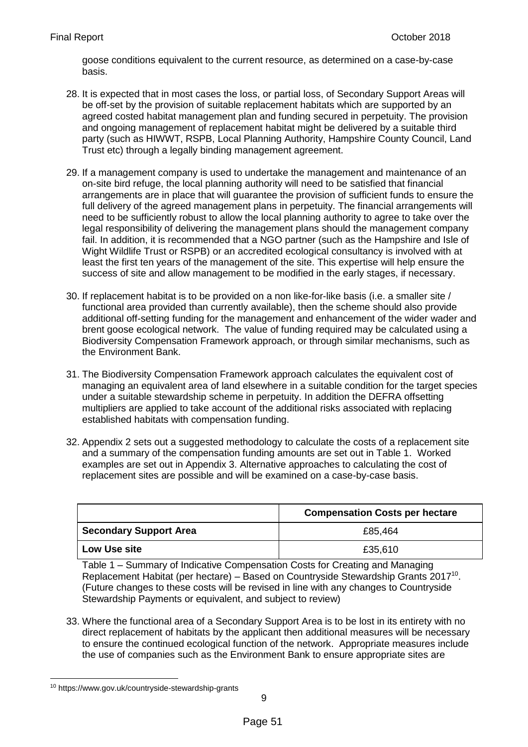goose conditions equivalent to the current resource, as determined on a case-by-case basis.

28. It is expected that in most cases the loss, or partial loss, of Secondary Support Areas will be off-set by the provision of suitable replacement habitats which are supported by an agreed costed habitat management plan and funding secured in perpetuity. The provision and ongoing management of replacement habitat might be delivered by a suitable third party (such as HIWWT, RSPB, Local Planning Authority, Hampshire County Council, Land Trust etc) through a legally binding management agreement.

29. If a management company is used to undertake the management and maintenance of an on-site bird refuge, the local planning authority will need to be satisfied that financial arrangements are in place that will guarantee the provision of sufficient funds to ensure the full delivery of the agreed management plans in perpetuity. The financial arrangements will need to be sufficiently robust to allow the local planning authority to agree to take over the legal responsibility of delivering the management plans should the management company fail. In addition, it is recommended that a NGO partner (such as the Hampshire and Isle of Wight Wildlife Trust or RSPB) or an accredited ecological consultancy is involved with at least the first ten years of the management of the site. This expertise will help ensure the success of site and allow management to be modified in the early stages, if necessary.

30. If replacement habitat is to be provided on a non like-for-like basis (i.e. a smaller site / functional area provided than currently available), then the scheme should also provide additional off-setting funding for the management and enhancement of the wider wader and brent goose ecological network. The value of funding required may be calculated using a Biodiversity Compensation Framework approach, or through similar mechanisms, such as the Environment Bank.

31. The Biodiversity Compensation Framework approach calculates the equivalent cost of managing an equivalent area of land elsewhere in a suitable condition for the target species under a suitable stewardship scheme in perpetuity. In addition the DEFRA offsetting multipliers are applied to take account of the additional risks associated with replacing established habitats with compensation funding.

32. Appendix 2 sets out a suggested methodology to calculate the costs of a replacement site and a summary of the compensation funding amounts are set out in Table 1. Worked examples are set out in Appendix 3. Alternative approaches to calculating the cost of replacement sites are possible and will be examined on a case-by-case basis.

| | **Compensation Costs per hectare** |
|---|---|
| **Secondary Support Area** | £85,464 |
| **Low Use site** | £35,610 |

Table 1 – Summary of Indicative Compensation Costs for Creating and Managing Replacement Habitat (per hectare) – Based on Countryside Stewardship Grants 2017[10]. (Future changes to these costs will be revised in line with any changes to Countryside Stewardship Payments or equivalent, and subject to review)

33. Where the functional area of a Secondary Support Area is to be lost in its entirety with no direct replacement of habitats by the applicant then additional measures will be necessary to ensure the continued ecological function of the network. Appropriate measures include the use of companies such as the Environment Bank to ensure appropriate sites are

[10] https://www.gov.uk/countryside-stewardship-grants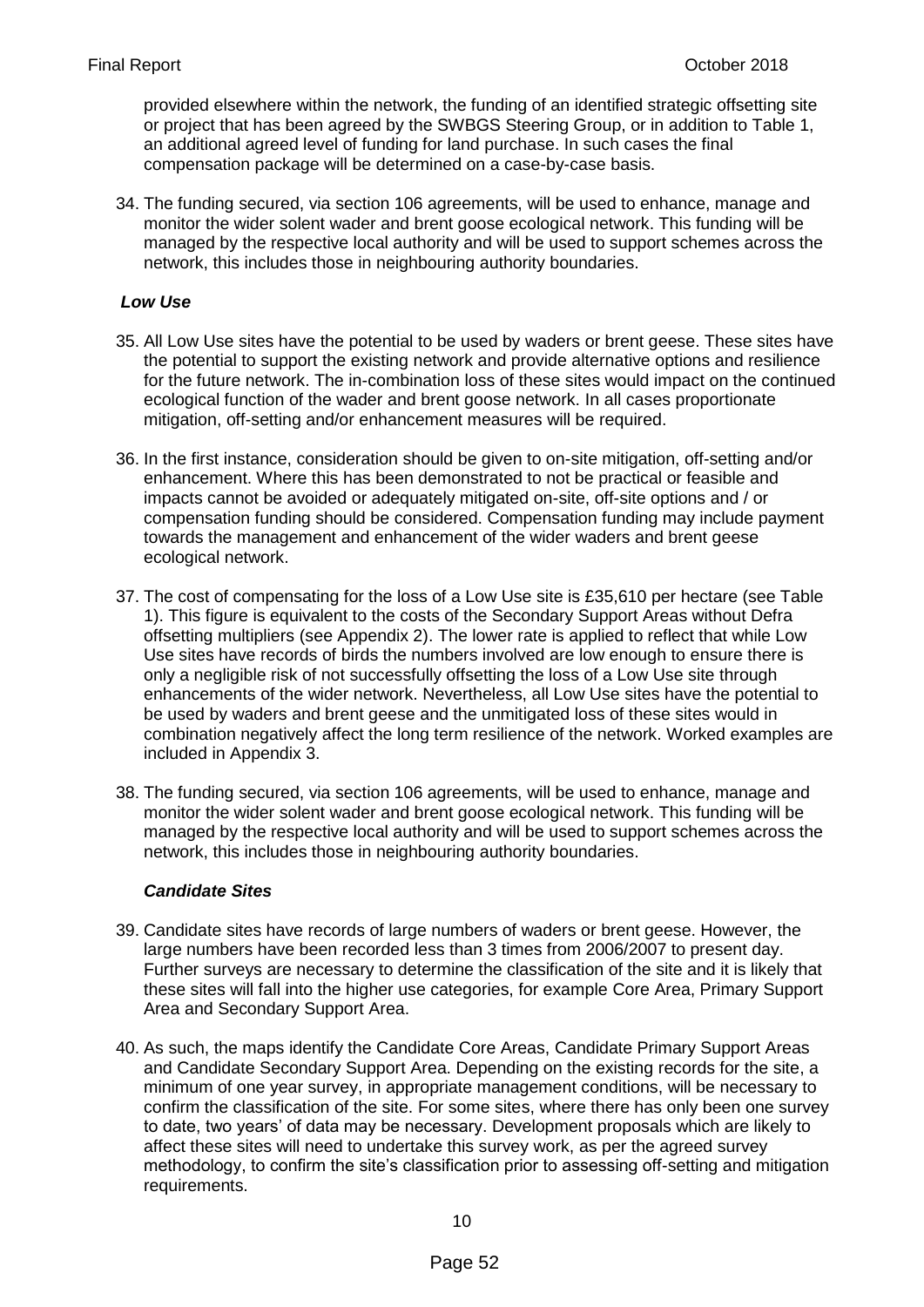provided elsewhere within the network, the funding of an identified strategic offsetting site or project that has been agreed by the SWBGS Steering Group, or in addition to Table 1, an additional agreed level of funding for land purchase. In such cases the final compensation package will be determined on a case-by-case basis.

34. The funding secured, via section 106 agreements, will be used to enhance, manage and monitor the wider solent wader and brent goose ecological network. This funding will be managed by the respective local authority and will be used to support schemes across the network, this includes those in neighbouring authority boundaries.

***Low Use***

35. All Low Use sites have the potential to be used by waders or brent geese. These sites have the potential to support the existing network and provide alternative options and resilience for the future network. The in-combination loss of these sites would impact on the continued ecological function of the wader and brent goose network. In all cases proportionate mitigation, off-setting and/or enhancement measures will be required.

36. In the first instance, consideration should be given to on-site mitigation, off-setting and/or enhancement. Where this has been demonstrated to not be practical or feasible and impacts cannot be avoided or adequately mitigated on-site, off-site options and / or compensation funding should be considered. Compensation funding may include payment towards the management and enhancement of the wider waders and brent geese ecological network.

37. The cost of compensating for the loss of a Low Use site is £35,610 per hectare (see Table 1). This figure is equivalent to the costs of the Secondary Support Areas without Defra offsetting multipliers (see Appendix 2). The lower rate is applied to reflect that while Low Use sites have records of birds the numbers involved are low enough to ensure there is only a negligible risk of not successfully offsetting the loss of a Low Use site through enhancements of the wider network. Nevertheless, all Low Use sites have the potential to be used by waders and brent geese and the unmitigated loss of these sites would in combination negatively affect the long term resilience of the network. Worked examples are included in Appendix 3.

38. The funding secured, via section 106 agreements, will be used to enhance, manage and monitor the wider solent wader and brent goose ecological network. This funding will be managed by the respective local authority and will be used to support schemes across the network, this includes those in neighbouring authority boundaries.

***Candidate Sites***

39. Candidate sites have records of large numbers of waders or brent geese. However, the large numbers have been recorded less than 3 times from 2006/2007 to present day. Further surveys are necessary to determine the classification of the site and it is likely that these sites will fall into the higher use categories, for example Core Area, Primary Support Area and Secondary Support Area.

40. As such, the maps identify the Candidate Core Areas, Candidate Primary Support Areas and Candidate Secondary Support Area. Depending on the existing records for the site, a minimum of one year survey, in appropriate management conditions, will be necessary to confirm the classification of the site. For some sites, where there has only been one survey to date, two years' of data may be necessary. Development proposals which are likely to affect these sites will need to undertake this survey work, as per the agreed survey methodology, to confirm the site's classification prior to assessing off-setting and mitigation requirements.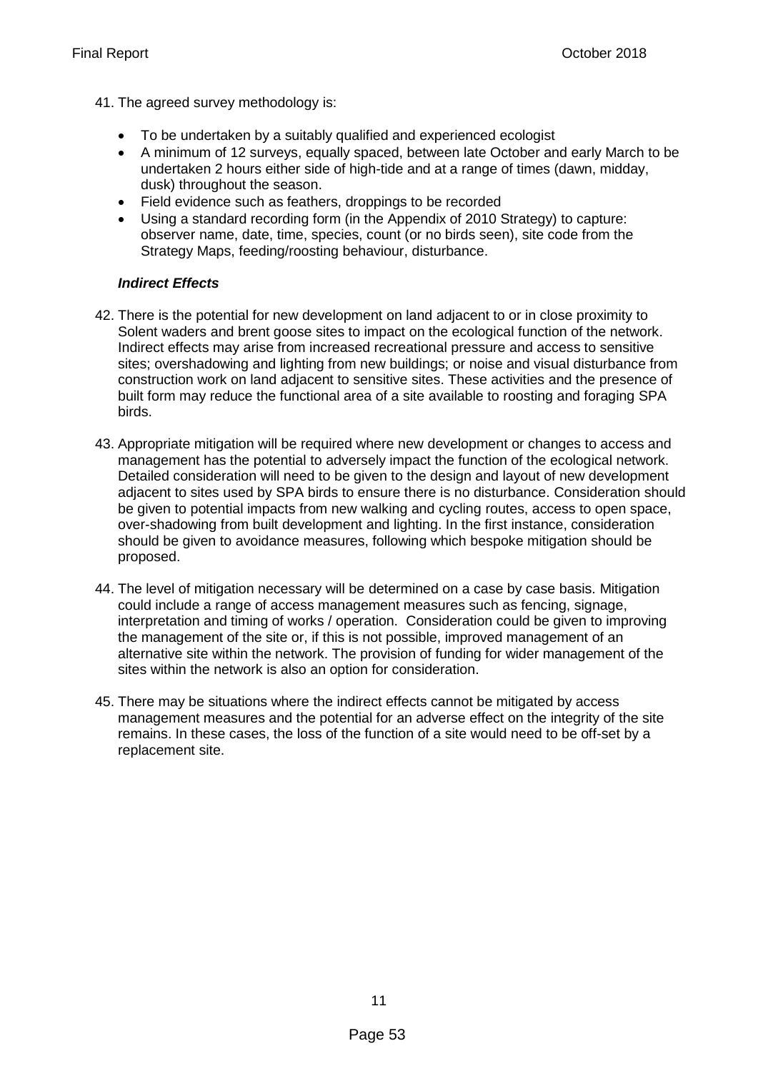41. The agreed survey methodology is:

- To be undertaken by a suitably qualified and experienced ecologist
- A minimum of 12 surveys, equally spaced, between late October and early March to be undertaken 2 hours either side of high-tide and at a range of times (dawn, midday, dusk) throughout the season.
- Field evidence such as feathers, droppings to be recorded
- Using a standard recording form (in the Appendix of 2010 Strategy) to capture: observer name, date, time, species, count (or no birds seen), site code from the Strategy Maps, feeding/roosting behaviour, disturbance.

***Indirect Effects***

42. There is the potential for new development on land adjacent to or in close proximity to Solent waders and brent goose sites to impact on the ecological function of the network. Indirect effects may arise from increased recreational pressure and access to sensitive sites; overshadowing and lighting from new buildings; or noise and visual disturbance from construction work on land adjacent to sensitive sites. These activities and the presence of built form may reduce the functional area of a site available to roosting and foraging SPA birds.

43. Appropriate mitigation will be required where new development or changes to access and management has the potential to adversely impact the function of the ecological network. Detailed consideration will need to be given to the design and layout of new development adjacent to sites used by SPA birds to ensure there is no disturbance. Consideration should be given to potential impacts from new walking and cycling routes, access to open space, over-shadowing from built development and lighting. In the first instance, consideration should be given to avoidance measures, following which bespoke mitigation should be proposed.

44. The level of mitigation necessary will be determined on a case by case basis. Mitigation could include a range of access management measures such as fencing, signage, interpretation and timing of works / operation. Consideration could be given to improving the management of the site or, if this is not possible, improved management of an alternative site within the network. The provision of funding for wider management of the sites within the network is also an option for consideration.

45. There may be situations where the indirect effects cannot be mitigated by access management measures and the potential for an adverse effect on the integrity of the site remains. In these cases, the loss of the function of a site would need to be off-set by a replacement site.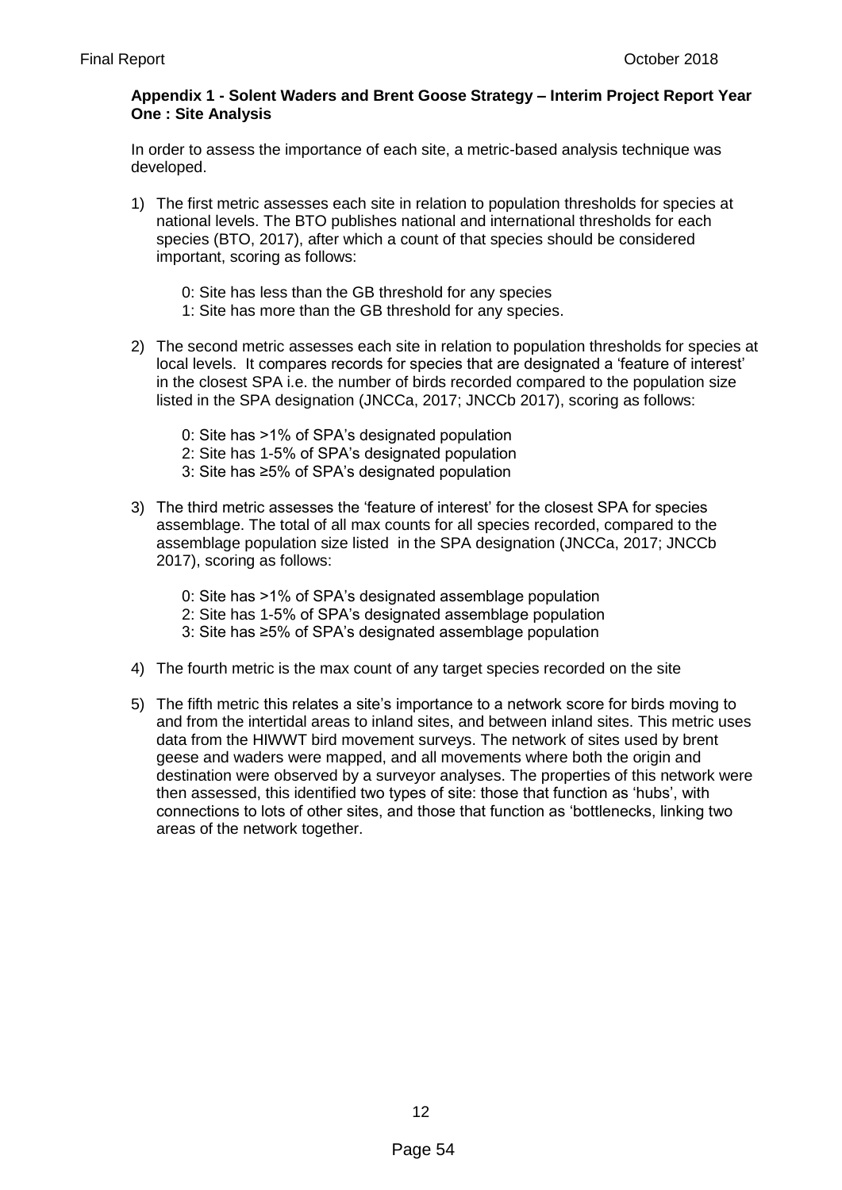**Appendix 1 - Solent Waders and Brent Goose Strategy – Interim Project Report Year One : Site Analysis**

In order to assess the importance of each site, a metric-based analysis technique was developed.

1) The first metric assesses each site in relation to population thresholds for species at national levels. The BTO publishes national and international thresholds for each species (BTO, 2017), after which a count of that species should be considered important, scoring as follows:

   0: Site has less than the GB threshold for any species
   1: Site has more than the GB threshold for any species.

2) The second metric assesses each site in relation to population thresholds for species at local levels. It compares records for species that are designated a 'feature of interest' in the closest SPA i.e. the number of birds recorded compared to the population size listed in the SPA designation (JNCCa, 2017; JNCCb 2017), scoring as follows:

   0: Site has >1% of SPA's designated population
   2: Site has 1-5% of SPA's designated population
   3: Site has ≥5% of SPA's designated population

3) The third metric assesses the 'feature of interest' for the closest SPA for species assemblage. The total of all max counts for all species recorded, compared to the assemblage population size listed in the SPA designation (JNCCa, 2017; JNCCb 2017), scoring as follows:

   0: Site has >1% of SPA's designated assemblage population
   2: Site has 1-5% of SPA's designated assemblage population
   3: Site has ≥5% of SPA's designated assemblage population

4) The fourth metric is the max count of any target species recorded on the site

5) The fifth metric this relates a site's importance to a network score for birds moving to and from the intertidal areas to inland sites, and between inland sites. This metric uses data from the HIWWT bird movement surveys. The network of sites used by brent geese and waders were mapped, and all movements where both the origin and destination were observed by a surveyor analyses. The properties of this network were then assessed, this identified two types of site: those that function as 'hubs', with connections to lots of other sites, and those that function as 'bottlenecks, linking two areas of the network together.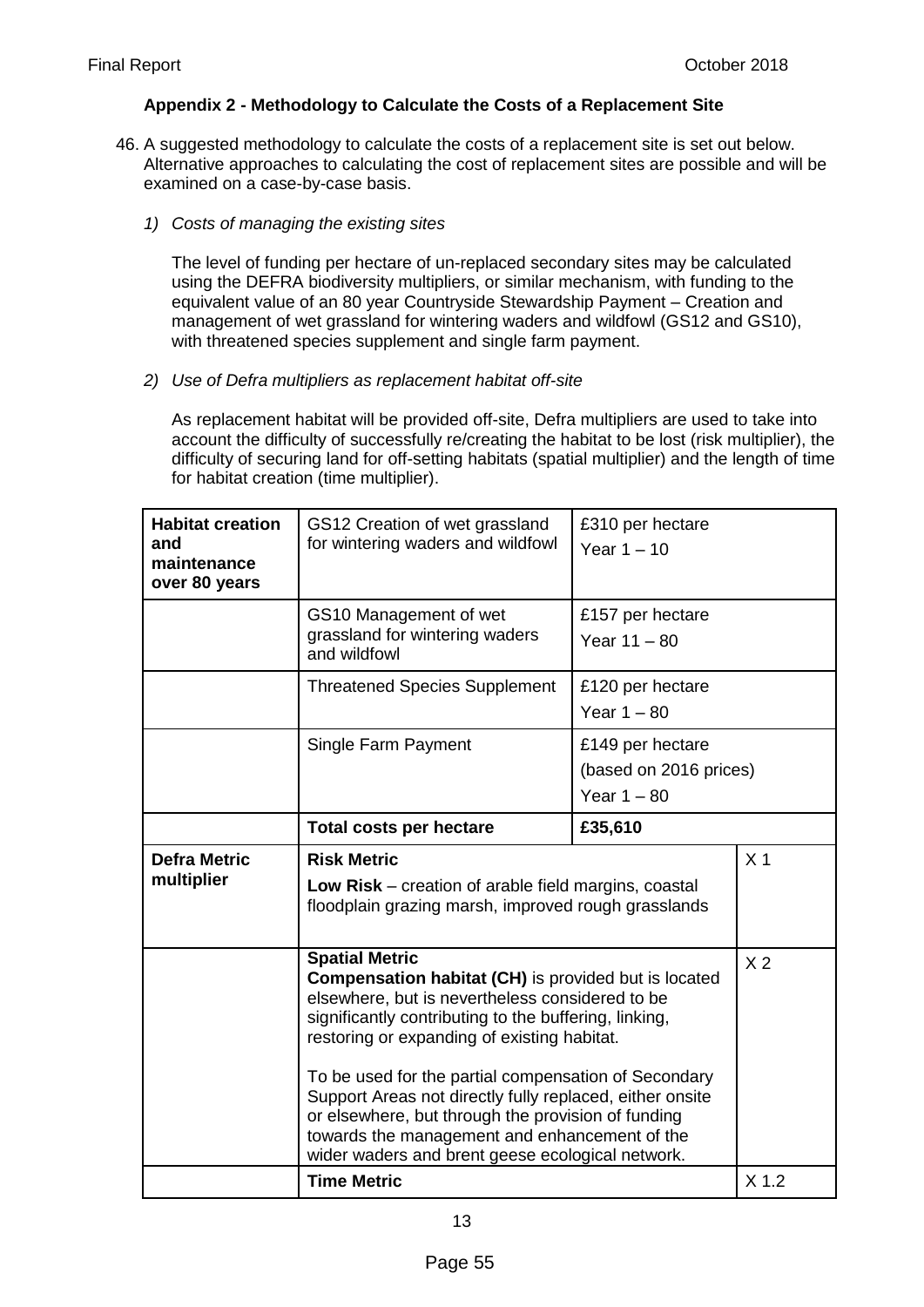### Appendix 2 - Methodology to Calculate the Costs of a Replacement Site

46. A suggested methodology to calculate the costs of a replacement site is set out below. Alternative approaches to calculating the cost of replacement sites are possible and will be examined on a case-by-case basis.

   *1) Costs of managing the existing sites*

   The level of funding per hectare of un-replaced secondary sites may be calculated using the DEFRA biodiversity multipliers, or similar mechanism, with funding to the equivalent value of an 80 year Countryside Stewardship Payment – Creation and management of wet grassland for wintering waders and wildfowl (GS12 and GS10), with threatened species supplement and single farm payment.

   *2) Use of Defra multipliers as replacement habitat off-site*

   As replacement habitat will be provided off-site, Defra multipliers are used to take into account the difficulty of successfully re/creating the habitat to be lost (risk multiplier), the difficulty of securing land for off-setting habitats (spatial multiplier) and the length of time for habitat creation (time multiplier).

| | | | |
|---|---|---|---|
| **Habitat creation and maintenance over 80 years** | GS12 Creation of wet grassland for wintering waders and wildfowl | £310 per hectare<br>Year 1 – 10 | |
| | GS10 Management of wet grassland for wintering waders and wildfowl | £157 per hectare<br>Year 11 – 80 | |
| | Threatened Species Supplement | £120 per hectare<br>Year 1 – 80 | |
| | Single Farm Payment | £149 per hectare<br>(based on 2016 prices)<br>Year 1 – 80 | |
| | **Total costs per hectare** | **£35,610** | |
| **Defra Metric multiplier** | **Risk Metric**<br>**Low Risk** – creation of arable field margins, coastal floodplain grazing marsh, improved rough grasslands | | X 1 |
| | **Spatial Metric**<br>**Compensation habitat (CH)** is provided but is located elsewhere, but is nevertheless considered to be significantly contributing to the buffering, linking, restoring or expanding of existing habitat.<br><br>To be used for the partial compensation of Secondary Support Areas not directly fully replaced, either onsite or elsewhere, but through the provision of funding towards the management and enhancement of the wider waders and brent geese ecological network. | | X 2 |
| | **Time Metric** | | X 1.2 |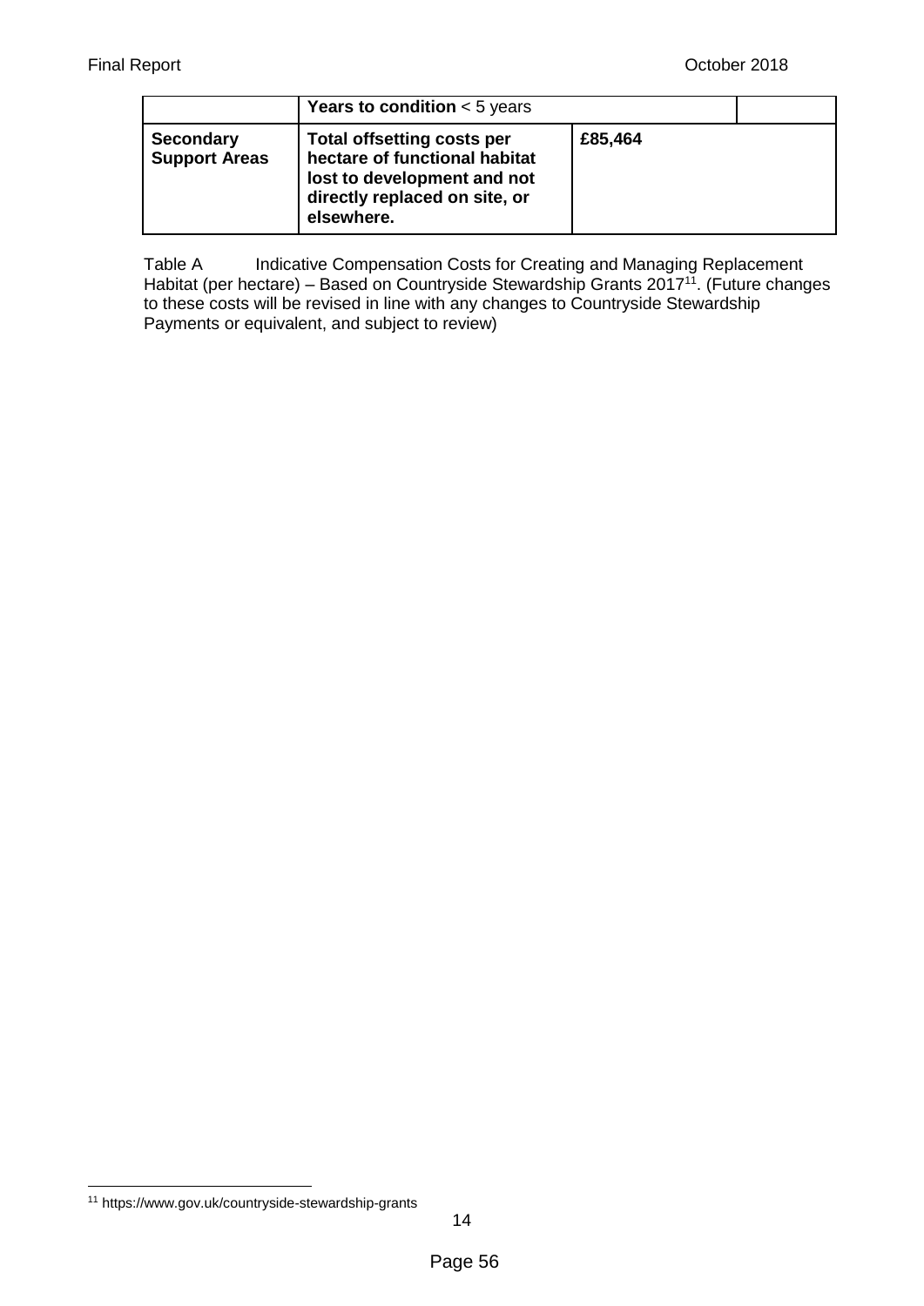| | **Years to condition** < 5 years | | |
|---|---|---|---|
| **Secondary Support Areas** | **Total offsetting costs per hectare of functional habitat lost to development and not directly replaced on site, or elsewhere.** | **£85,464** | |

Table A Indicative Compensation Costs for Creating and Managing Replacement Habitat (per hectare) – Based on Countryside Stewardship Grants 2017[11]. (Future changes to these costs will be revised in line with any changes to Countryside Stewardship Payments or equivalent, and subject to review)

[11] https://www.gov.uk/countryside-stewardship-grants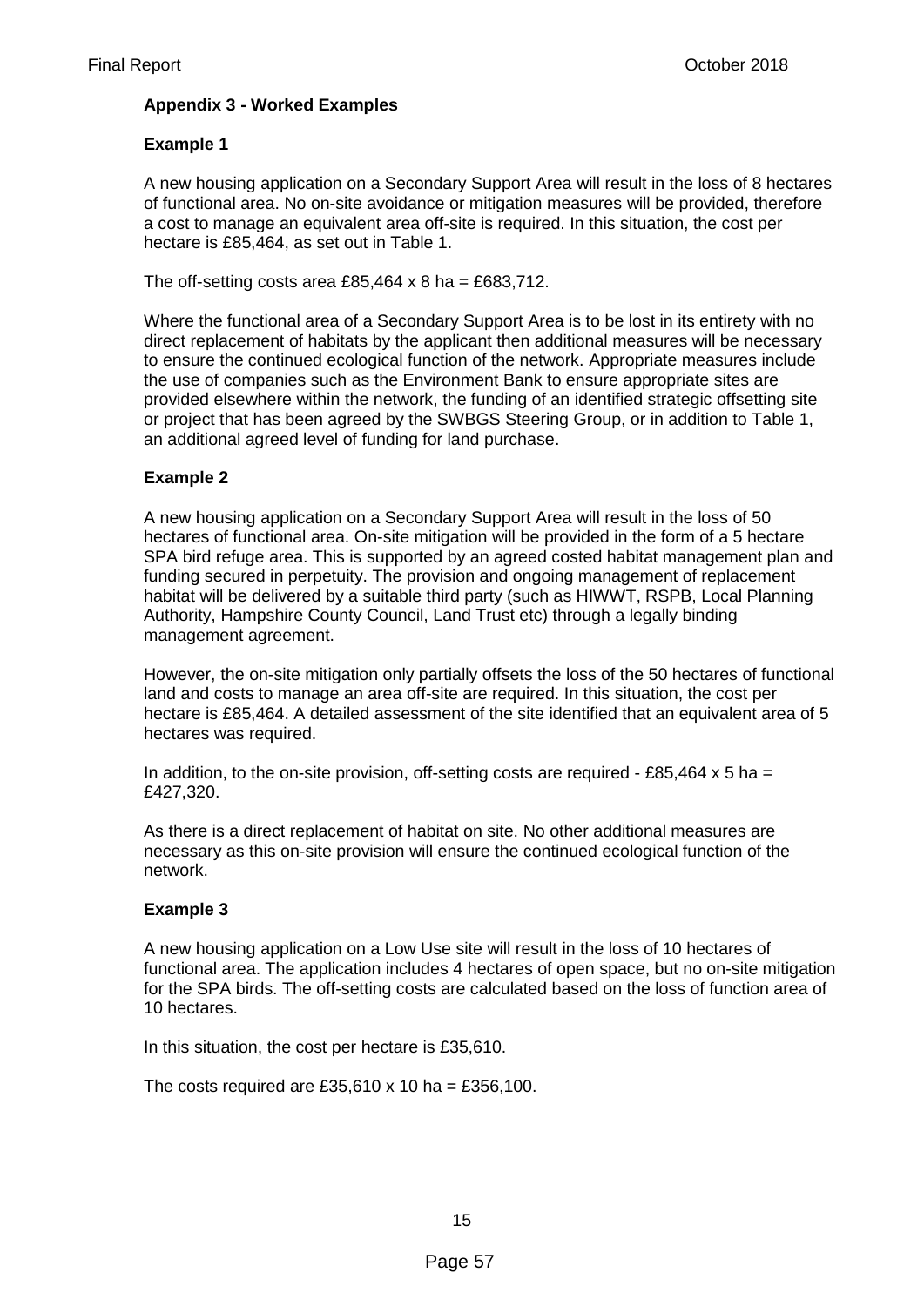## Appendix 3 - Worked Examples

### Example 1

A new housing application on a Secondary Support Area will result in the loss of 8 hectares of functional area. No on-site avoidance or mitigation measures will be provided, therefore a cost to manage an equivalent area off-site is required. In this situation, the cost per hectare is £85,464, as set out in Table 1.

The off-setting costs area £85,464 x 8 ha = £683,712.

Where the functional area of a Secondary Support Area is to be lost in its entirety with no direct replacement of habitats by the applicant then additional measures will be necessary to ensure the continued ecological function of the network. Appropriate measures include the use of companies such as the Environment Bank to ensure appropriate sites are provided elsewhere within the network, the funding of an identified strategic offsetting site or project that has been agreed by the SWBGS Steering Group, or in addition to Table 1, an additional agreed level of funding for land purchase.

### Example 2

A new housing application on a Secondary Support Area will result in the loss of 50 hectares of functional area. On-site mitigation will be provided in the form of a 5 hectare SPA bird refuge area. This is supported by an agreed costed habitat management plan and funding secured in perpetuity. The provision and ongoing management of replacement habitat will be delivered by a suitable third party (such as HIWWT, RSPB, Local Planning Authority, Hampshire County Council, Land Trust etc) through a legally binding management agreement.

However, the on-site mitigation only partially offsets the loss of the 50 hectares of functional land and costs to manage an area off-site are required. In this situation, the cost per hectare is £85,464. A detailed assessment of the site identified that an equivalent area of 5 hectares was required.

In addition, to the on-site provision, off-setting costs are required - £85,464 x 5 ha = £427,320.

As there is a direct replacement of habitat on site. No other additional measures are necessary as this on-site provision will ensure the continued ecological function of the network.

### Example 3

A new housing application on a Low Use site will result in the loss of 10 hectares of functional area. The application includes 4 hectares of open space, but no on-site mitigation for the SPA birds. The off-setting costs are calculated based on the loss of function area of 10 hectares.

In this situation, the cost per hectare is £35,610.

The costs required are £35,610 x 10 ha = £356,100.